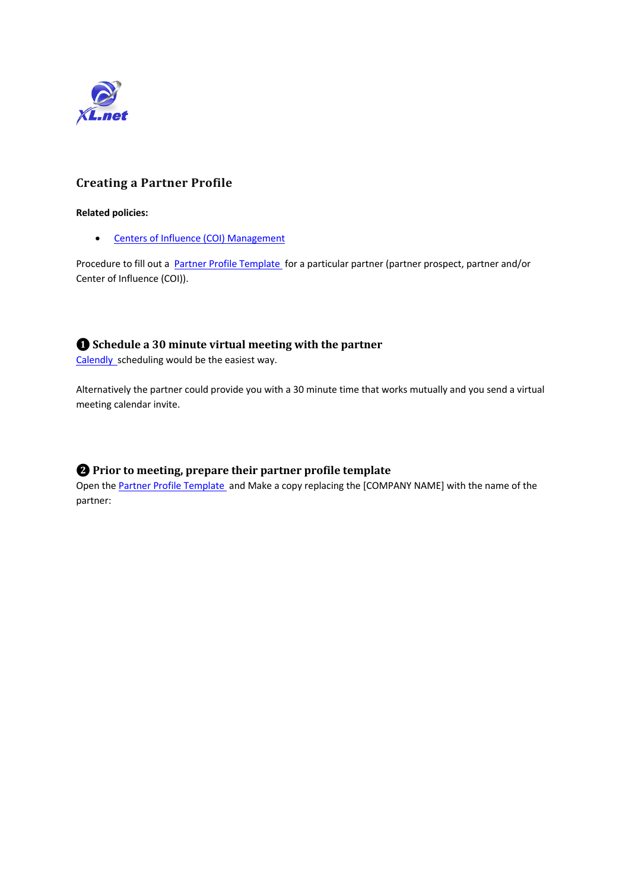## Creating a Partner Profile

**Related policies:**

- Centers of Influence (COI) Management

Procedure to fill out a Partner Profile Template for a particular partner (partner prospect, partner and/or Center of Influence (COI)).

### ❶ Schedule a 30 minute virtual meeting with the partner

Calendly scheduling would be the easiest way.

Alternatively the partner could provide you with a 30 minute time that works mutually and you send a virtual meeting calendar invite.

### ❷ Prior to meeting, prepare their partner profile template

Open the Partner Profile Template and Make a copy replacing the [COMPANY NAME] with the name of the partner: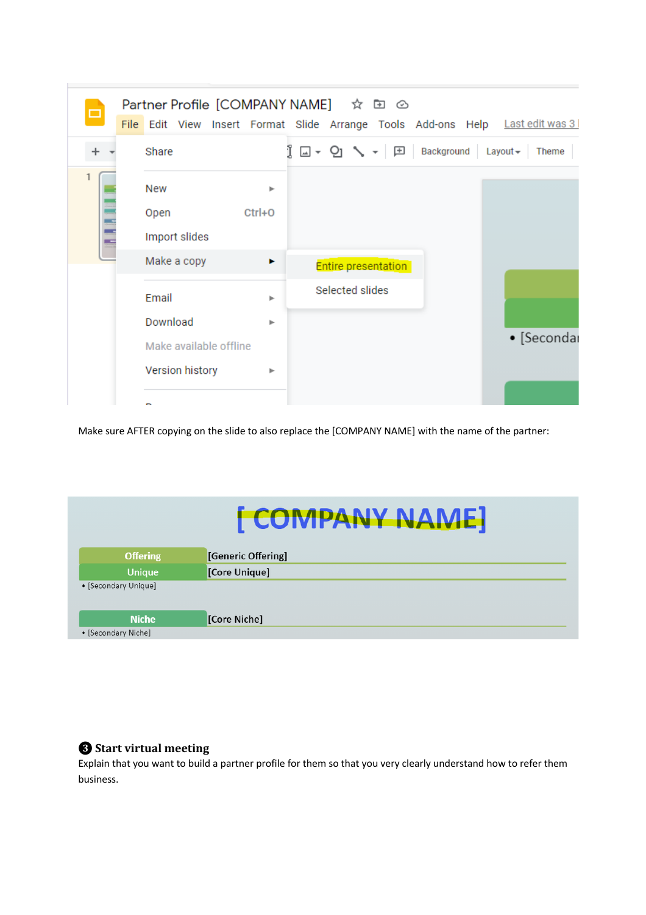Make sure AFTER copying on the slide to also replace the [COMPANY NAME] with the name of the partner:

## ❸ Start virtual meeting

Explain that you want to build a partner profile for them so that you very clearly understand how to refer them business.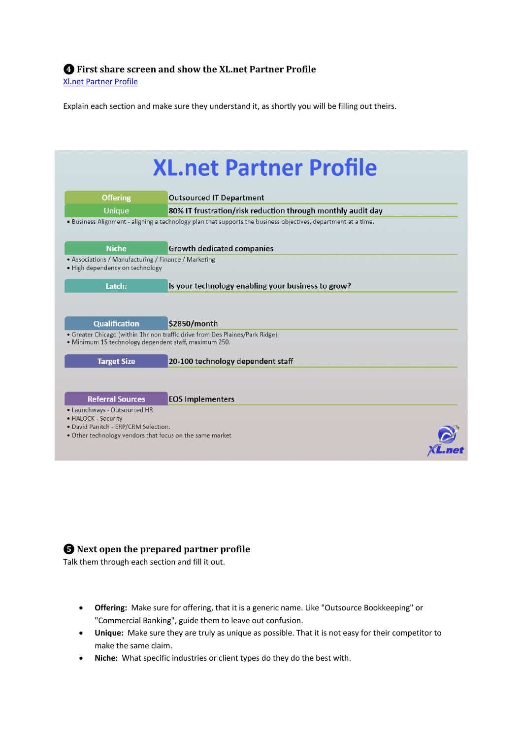### ❹ First share screen and show the XL.net Partner Profile

[Xl.net Partner Profile]

Explain each section and make sure they understand it, as shortly you will be filling out theirs.

# XL.net Partner Profile

| | |
|---|---|
| **Offering** | Outsourced IT Department |
| **Unique** | **80% IT frustration/risk reduction through monthly audit day** |

- Business Alignment - aligning a technology plan that supports the business objectives, department at a time.

| | |
|---|---|
| **Niche** | Growth dedicated companies |

- Associations / Manufacturing / Finance / Marketing
- High dependency on technology

| | |
|---|---|
| **Latch:** | Is your technology enabling your business to grow? |

| | |
|---|---|
| **Qualification** | $2850/month |

- Greater Chicago (within 1hr non traffic drive from Des Plaines/Park Ridge)
- Minimum 15 technology dependent staff, maximum 250.

| | |
|---|---|
| **Target Size** | 20-100 technology dependent staff |

| | |
|---|---|
| **Referral Sources** | EOS Implementers |

- Launchways - Outsourced HR
- HALOCK - Security
- David Panitch - ERP/CRM Selection.
- Other technology vendors that focus on the same market

XL.net

### ❺ Next open the prepared partner profile

Talk them through each section and fill it out.

- **Offering:** Make sure for offering, that it is a generic name. Like "Outsource Bookkeeping" or "Commercial Banking", guide them to leave out confusion.
- **Unique:** Make sure they are truly as unique as possible. That it is not easy for their competitor to make the same claim.
- **Niche:** What specific industries or client types do they do the best with.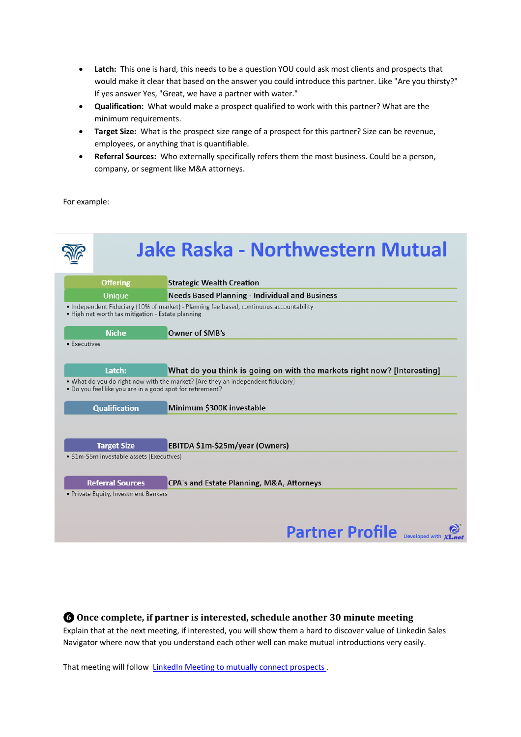- **Latch:** This one is hard, this needs to be a question YOU could ask most clients and prospects that would make it clear that based on the answer you could introduce this partner. Like "Are you thirsty?" If yes answer Yes, "Great, we have a partner with water."
- **Qualification:** What would make a prospect qualified to work with this partner? What are the minimum requirements.
- **Target Size:** What is the prospect size range of a prospect for this partner? Size can be revenue, employees, or anything that is quantifiable.
- **Referral Sources:** Who externally specifically refers them the most business. Could be a person, company, or segment like M&A attorneys.

For example:

## Jake Raska - Northwestern Mutual

| | |
|---|---|
| **Offering** | Strategic Wealth Creation |
| **Unique** | Needs Based Planning - Individual and Business |

- Independent Fiduciary (10% of market) - Planning fee based, continuous accountability
- High net worth tax mitigation - Estate planning

| | |
|---|---|
| **Niche** | Owner of SMB's |

- Executives

| | |
|---|---|
| **Latch:** | What do you think is going on with the markets right now? [Interesting] |

- What do you do right now with the market? [Are they an independent fiduciary]
- Do you feel like you are in a good spot for retirement?

| | |
|---|---|
| **Qualification** | Minimum $300K investable |
| **Target Size** | EBITDA $1m-$25m/year (Owners) |

- $1m-$5m investable assets (Executives)

| | |
|---|---|
| **Referral Sources** | CPA's and Estate Planning, M&A, Attorneys |

- Private Equity, Investment Bankers

**Partner Profile** Developed with XLnet

### ❻ Once complete, if partner is interested, schedule another 30 minute meeting

Explain that at the next meeting, if interested, you will show them a hard to discover value of Linkedin Sales Navigator where now that you understand each other well can make mutual introductions very easily.

That meeting will follow [LinkedIn Meeting to mutually connect prospects](#) .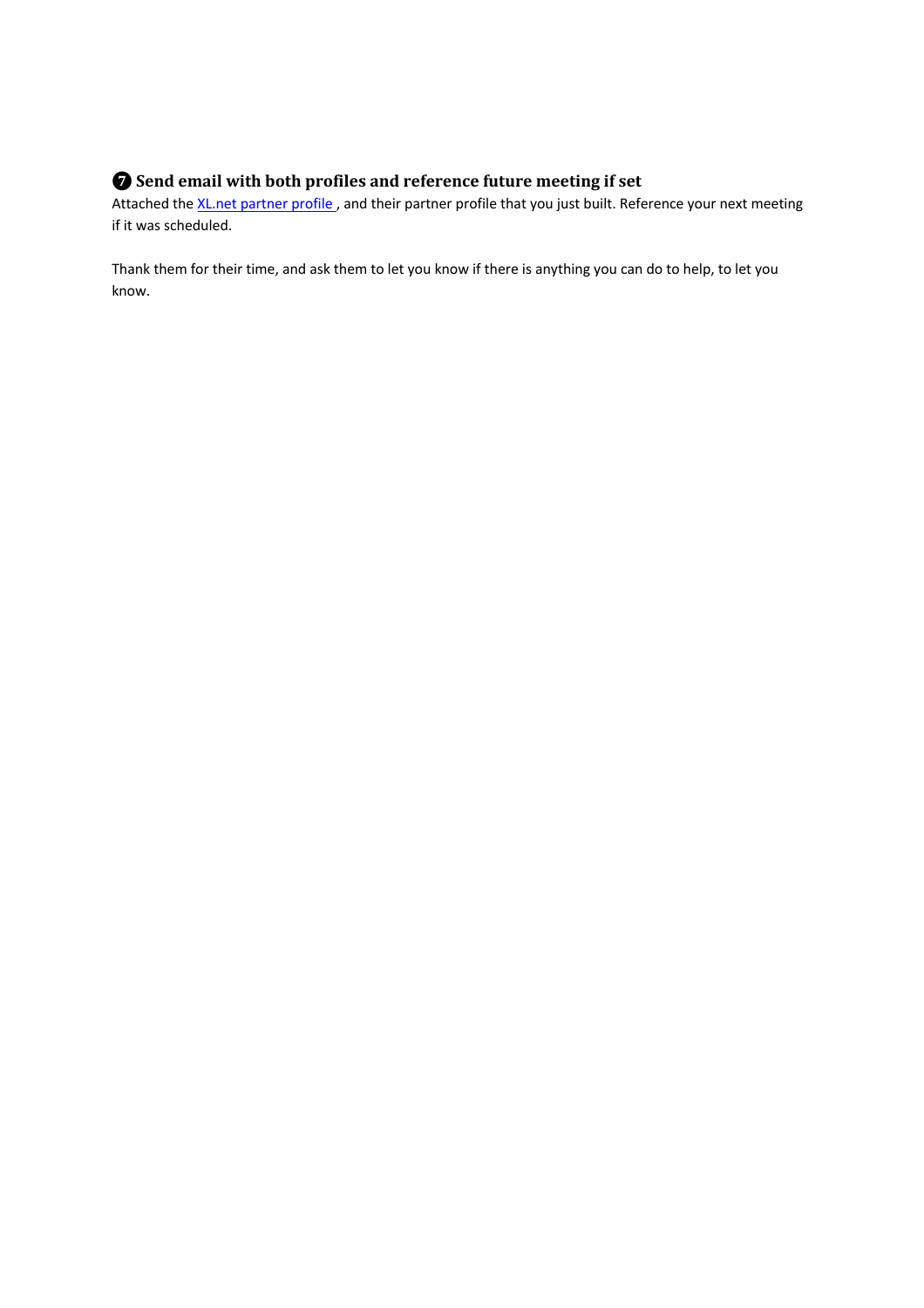### ❼ Send email with both profiles and reference future meeting if set

Attached the [XL.net partner profile ], and their partner profile that you just built. Reference your next meeting if it was scheduled.

Thank them for their time, and ask them to let you know if there is anything you can do to help, to let you know.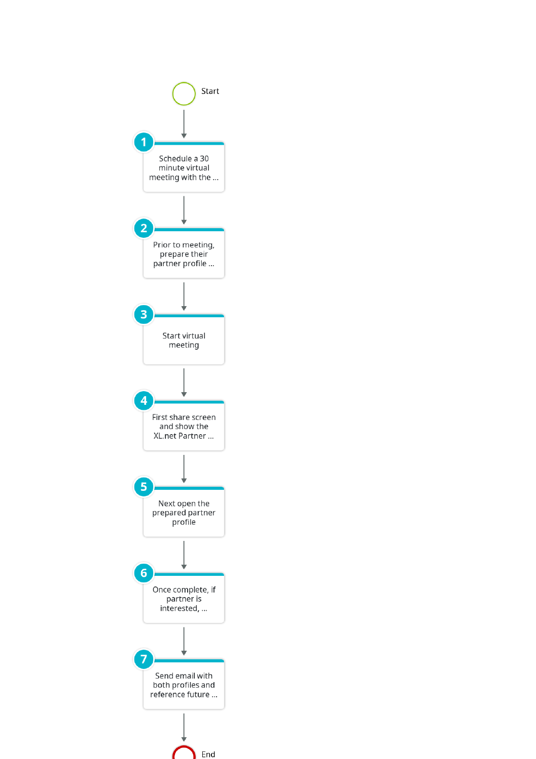Start

1. Schedule a 30 minute virtual meeting with the ...

2. Prior to meeting, prepare their partner profile ...

3. Start virtual meeting

4. First share screen and show the XL.net Partner ...

5. Next open the prepared partner profile

6. Once complete, if partner is interested, ...

7. Send email with both profiles and reference future ...

End